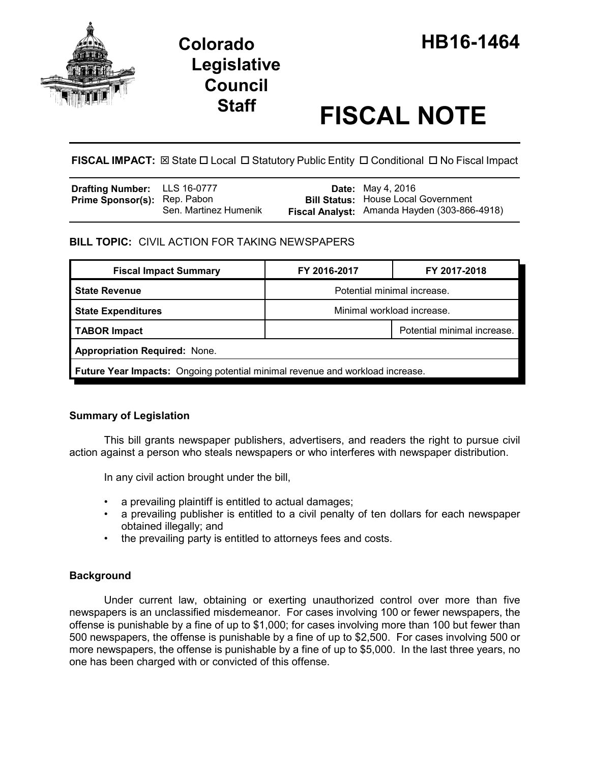# Colorado Legislative Council Staff

# HB16-1464

# FISCAL NOTE

**FISCAL IMPACT:** ☒ State ☐ Local ☐ Statutory Public Entity ☐ Conditional ☐ No Fiscal Impact

| | | | |
|---|---|---|---|
| **Drafting Number:** | LLS 16-0777 | **Date:** | May 4, 2016 |
| **Prime Sponsor(s):** | Rep. Pabon<br>Sen. Martinez Humenik | **Bill Status:** | House Local Government |
| | | **Fiscal Analyst:** | Amanda Hayden (303-866-4918) |

**BILL TOPIC:** CIVIL ACTION FOR TAKING NEWSPAPERS

| Fiscal Impact Summary | FY 2016-2017 | FY 2017-2018 |
|---|---|---|
| **State Revenue** | Potential minimal increase. | |
| **State Expenditures** | Minimal workload increase. | |
| **TABOR Impact** | | Potential minimal increase. |
| **Appropriation Required:** None. | | |
| **Future Year Impacts:** Ongoing potential minimal revenue and workload increase. | | |

## Summary of Legislation

This bill grants newspaper publishers, advertisers, and readers the right to pursue civil action against a person who steals newspapers or who interferes with newspaper distribution.

In any civil action brought under the bill,

- a prevailing plaintiff is entitled to actual damages;
- a prevailing publisher is entitled to a civil penalty of ten dollars for each newspaper obtained illegally; and
- the prevailing party is entitled to attorneys fees and costs.

## Background

Under current law, obtaining or exerting unauthorized control over more than five newspapers is an unclassified misdemeanor. For cases involving 100 or fewer newspapers, the offense is punishable by a fine of up to $1,000; for cases involving more than 100 but fewer than 500 newspapers, the offense is punishable by a fine of up to $2,500. For cases involving 500 or more newspapers, the offense is punishable by a fine of up to $5,000. In the last three years, no one has been charged with or convicted of this offense.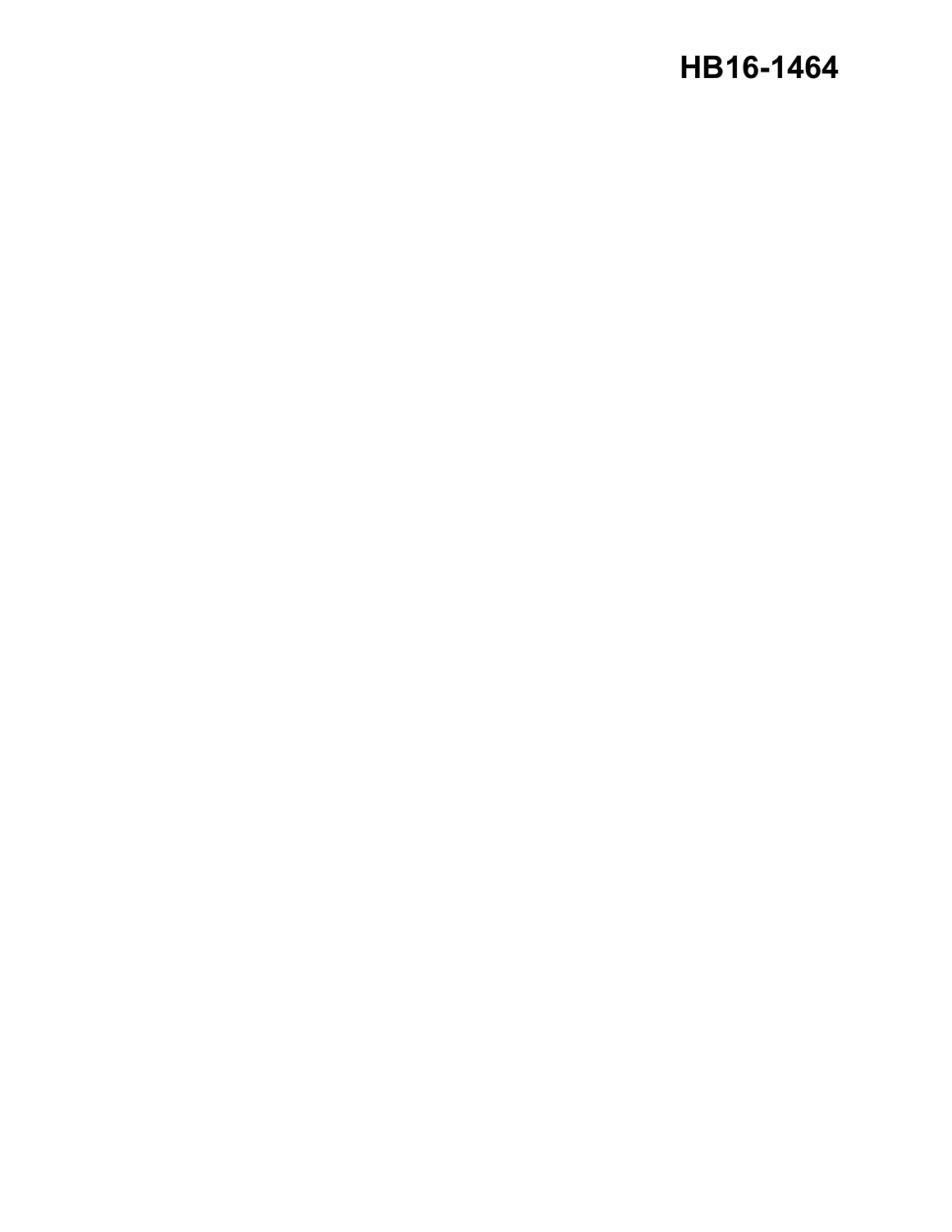HB16-1464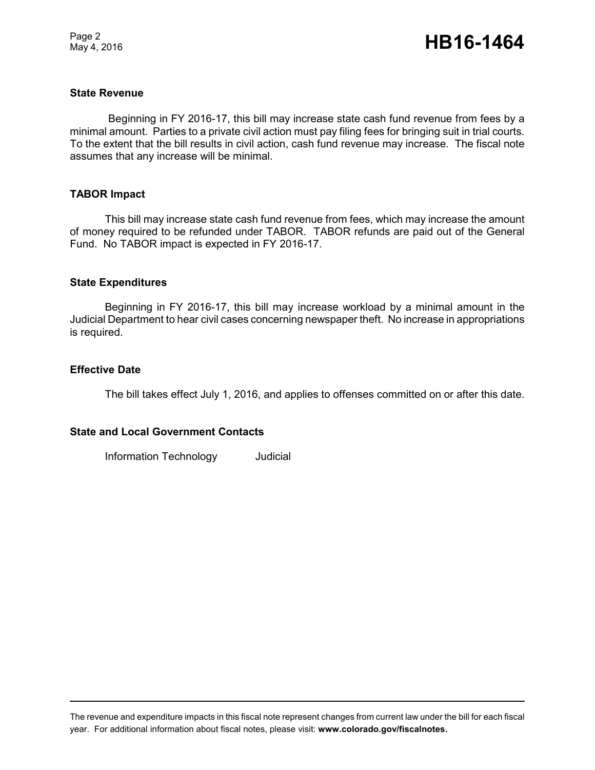### State Revenue

Beginning in FY 2016-17, this bill may increase state cash fund revenue from fees by a minimal amount. Parties to a private civil action must pay filing fees for bringing suit in trial courts. To the extent that the bill results in civil action, cash fund revenue may increase. The fiscal note assumes that any increase will be minimal.

### TABOR Impact

This bill may increase state cash fund revenue from fees, which may increase the amount of money required to be refunded under TABOR. TABOR refunds are paid out of the General Fund. No TABOR impact is expected in FY 2016-17.

### State Expenditures

Beginning in FY 2016-17, this bill may increase workload by a minimal amount in the Judicial Department to hear civil cases concerning newspaper theft. No increase in appropriations is required.

### Effective Date

The bill takes effect July 1, 2016, and applies to offenses committed on or after this date.

### State and Local Government Contacts

Information Technology  Judicial

The revenue and expenditure impacts in this fiscal note represent changes from current law under the bill for each fiscal year. For additional information about fiscal notes, please visit: **www.colorado.gov/fiscalnotes.**